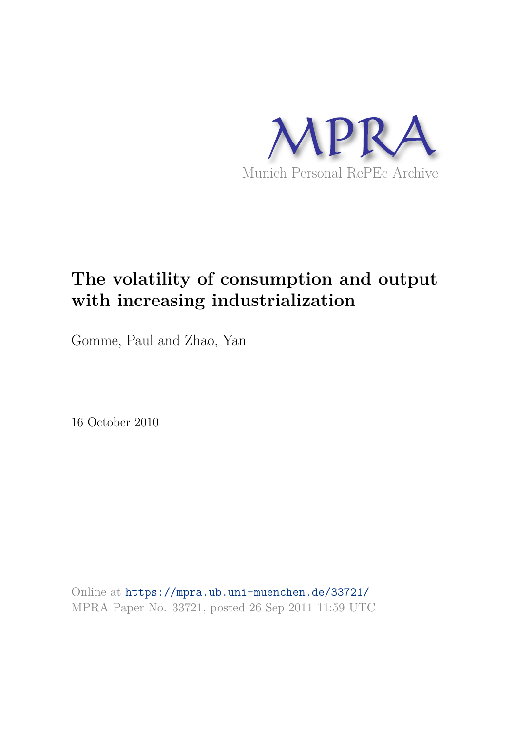MPRA

Munich Personal RePEc Archive

# The volatility of consumption and output with increasing industrialization

Gomme, Paul and Zhao, Yan

16 October 2010

Online at https://mpra.ub.uni-muenchen.de/33721/
MPRA Paper No. 33721, posted 26 Sep 2011 11:59 UTC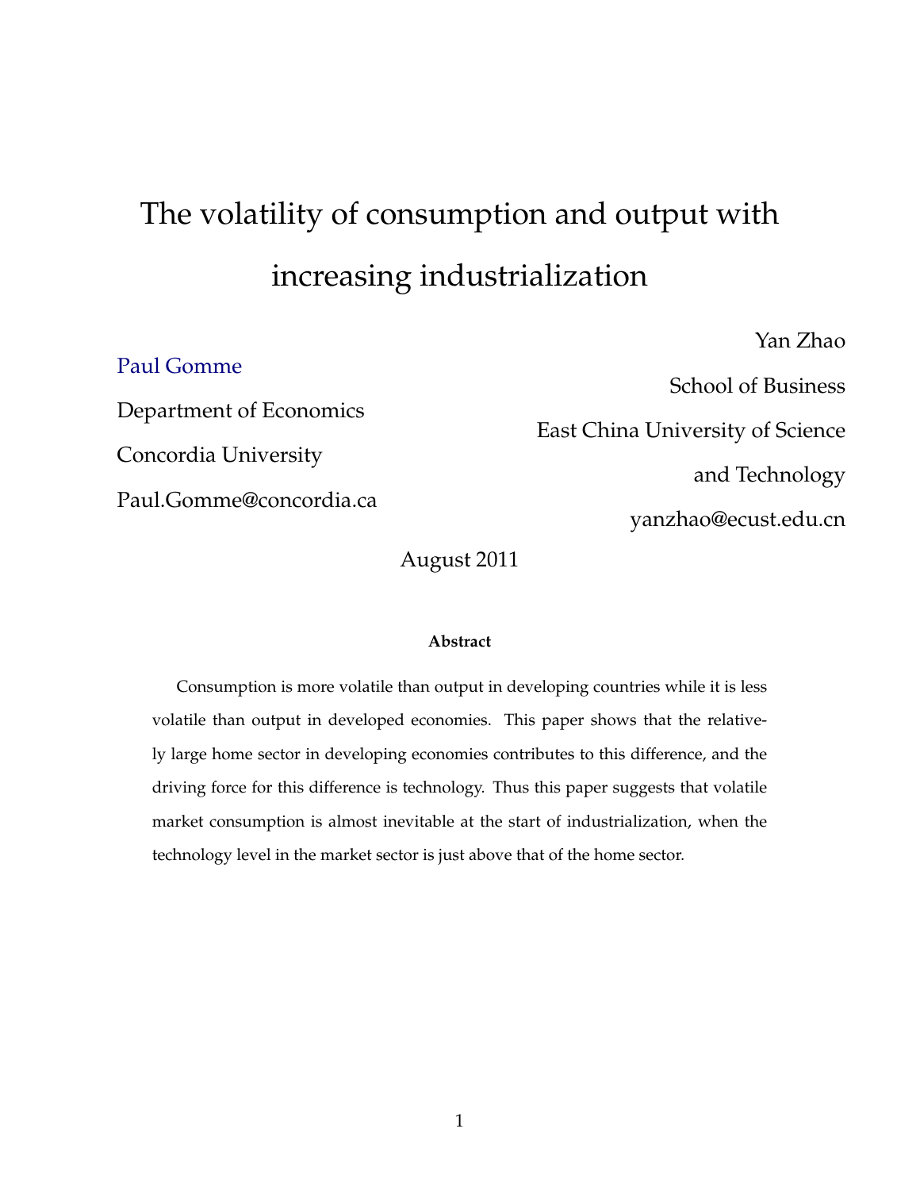# The volatility of consumption and output with increasing industrialization

Paul Gomme

Department of Economics

Concordia University

Paul.Gomme@concordia.ca

Yan Zhao

School of Business

East China University of Science and Technology

yanzhao@ecust.edu.cn

August 2011

**Abstract**

Consumption is more volatile than output in developing countries while it is less volatile than output in developed economies. This paper shows that the relatively large home sector in developing economies contributes to this difference, and the driving force for this difference is technology. Thus this paper suggests that volatile market consumption is almost inevitable at the start of industrialization, when the technology level in the market sector is just above that of the home sector.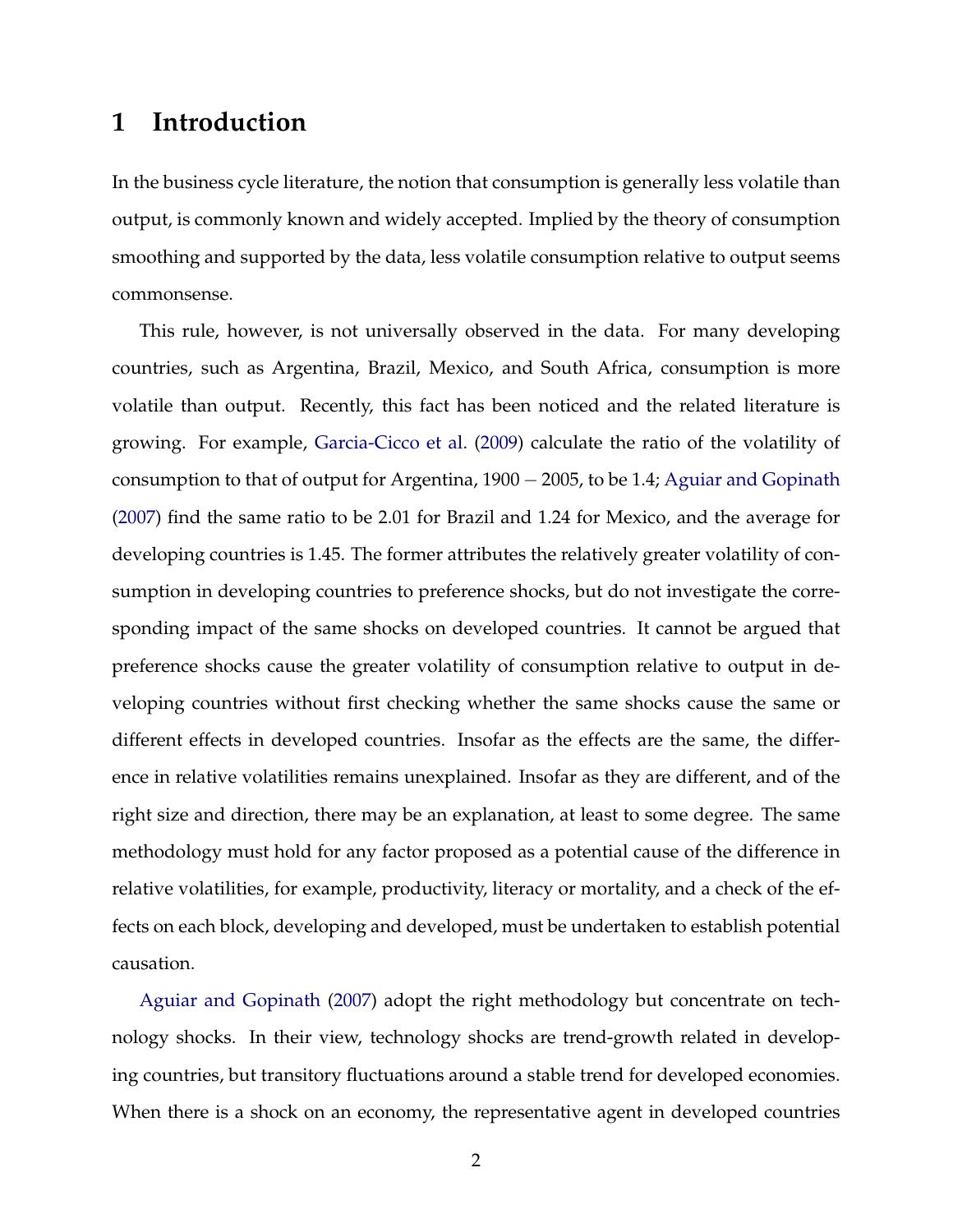# 1 Introduction

In the business cycle literature, the notion that consumption is generally less volatile than output, is commonly known and widely accepted. Implied by the theory of consumption smoothing and supported by the data, less volatile consumption relative to output seems commonsense.

This rule, however, is not universally observed in the data. For many developing countries, such as Argentina, Brazil, Mexico, and South Africa, consumption is more volatile than output. Recently, this fact has been noticed and the related literature is growing. For example, Garcia-Cicco et al. (2009) calculate the ratio of the volatility of consumption to that of output for Argentina, $1900-2005$, to be 1.4; Aguiar and Gopinath (2007) find the same ratio to be 2.01 for Brazil and 1.24 for Mexico, and the average for developing countries is 1.45. The former attributes the relatively greater volatility of consumption in developing countries to preference shocks, but do not investigate the corresponding impact of the same shocks on developed countries. It cannot be argued that preference shocks cause the greater volatility of consumption relative to output in developing countries without first checking whether the same shocks cause the same or different effects in developed countries. Insofar as the effects are the same, the difference in relative volatilities remains unexplained. Insofar as they are different, and of the right size and direction, there may be an explanation, at least to some degree. The same methodology must hold for any factor proposed as a potential cause of the difference in relative volatilities, for example, productivity, literacy or mortality, and a check of the effects on each block, developing and developed, must be undertaken to establish potential causation.

Aguiar and Gopinath (2007) adopt the right methodology but concentrate on technology shocks. In their view, technology shocks are trend-growth related in developing countries, but transitory fluctuations around a stable trend for developed economies. When there is a shock on an economy, the representative agent in developed countries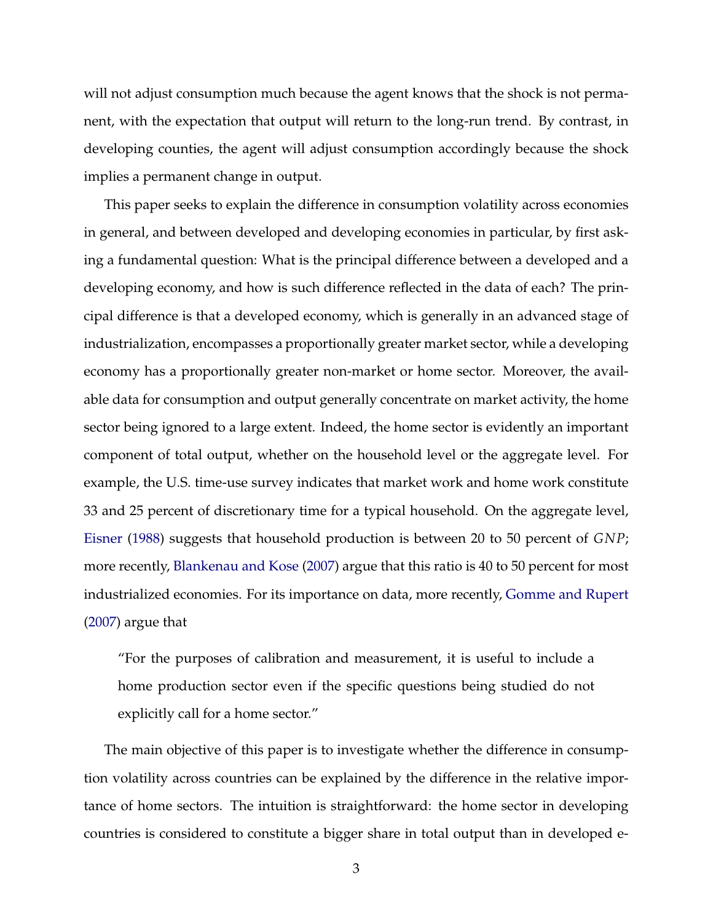will not adjust consumption much because the agent knows that the shock is not permanent, with the expectation that output will return to the long-run trend. By contrast, in developing counties, the agent will adjust consumption accordingly because the shock implies a permanent change in output.

This paper seeks to explain the difference in consumption volatility across economies in general, and between developed and developing economies in particular, by first asking a fundamental question: What is the principal difference between a developed and a developing economy, and how is such difference reflected in the data of each? The principal difference is that a developed economy, which is generally in an advanced stage of industrialization, encompasses a proportionally greater market sector, while a developing economy has a proportionally greater non-market or home sector. Moreover, the available data for consumption and output generally concentrate on market activity, the home sector being ignored to a large extent. Indeed, the home sector is evidently an important component of total output, whether on the household level or the aggregate level. For example, the U.S. time-use survey indicates that market work and home work constitute 33 and 25 percent of discretionary time for a typical household. On the aggregate level, Eisner (1988) suggests that household production is between 20 to 50 percent of $GNP$; more recently, Blankenau and Kose (2007) argue that this ratio is 40 to 50 percent for most industrialized economies. For its importance on data, more recently, Gomme and Rupert (2007) argue that

> "For the purposes of calibration and measurement, it is useful to include a home production sector even if the specific questions being studied do not explicitly call for a home sector."

The main objective of this paper is to investigate whether the difference in consumption volatility across countries can be explained by the difference in the relative importance of home sectors. The intuition is straightforward: the home sector in developing countries is considered to constitute a bigger share in total output than in developed e-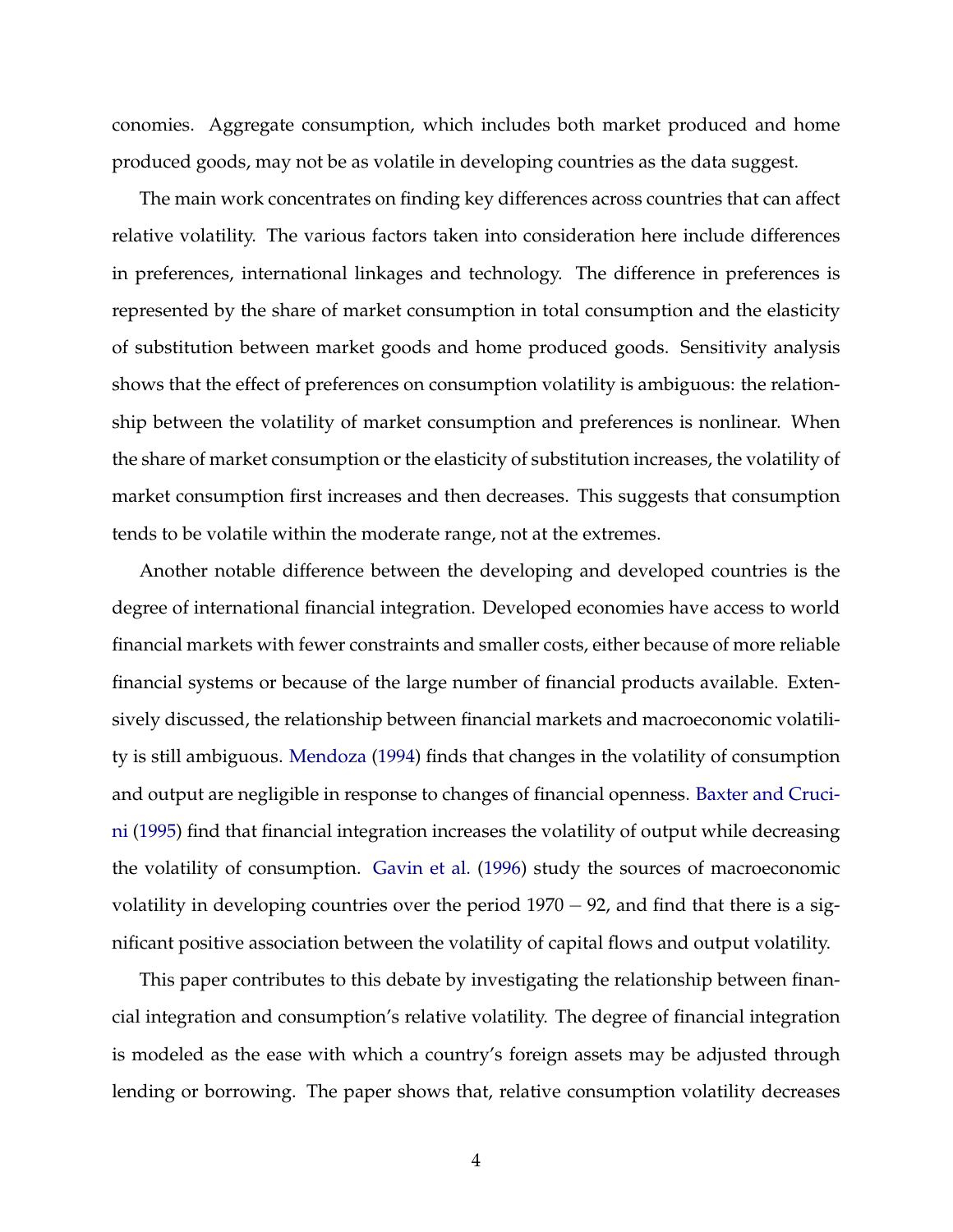conomies. Aggregate consumption, which includes both market produced and home produced goods, may not be as volatile in developing countries as the data suggest.

The main work concentrates on finding key differences across countries that can affect relative volatility. The various factors taken into consideration here include differences in preferences, international linkages and technology. The difference in preferences is represented by the share of market consumption in total consumption and the elasticity of substitution between market goods and home produced goods. Sensitivity analysis shows that the effect of preferences on consumption volatility is ambiguous: the relationship between the volatility of market consumption and preferences is nonlinear. When the share of market consumption or the elasticity of substitution increases, the volatility of market consumption first increases and then decreases. This suggests that consumption tends to be volatile within the moderate range, not at the extremes.

Another notable difference between the developing and developed countries is the degree of international financial integration. Developed economies have access to world financial markets with fewer constraints and smaller costs, either because of more reliable financial systems or because of the large number of financial products available. Extensively discussed, the relationship between financial markets and macroeconomic volatility is still ambiguous. Mendoza (1994) finds that changes in the volatility of consumption and output are negligible in response to changes of financial openness. Baxter and Crucini (1995) find that financial integration increases the volatility of output while decreasing the volatility of consumption. Gavin et al. (1996) study the sources of macroeconomic volatility in developing countries over the period $1970-92$, and find that there is a significant positive association between the volatility of capital flows and output volatility.

This paper contributes to this debate by investigating the relationship between financial integration and consumption's relative volatility. The degree of financial integration is modeled as the ease with which a country's foreign assets may be adjusted through lending or borrowing. The paper shows that, relative consumption volatility decreases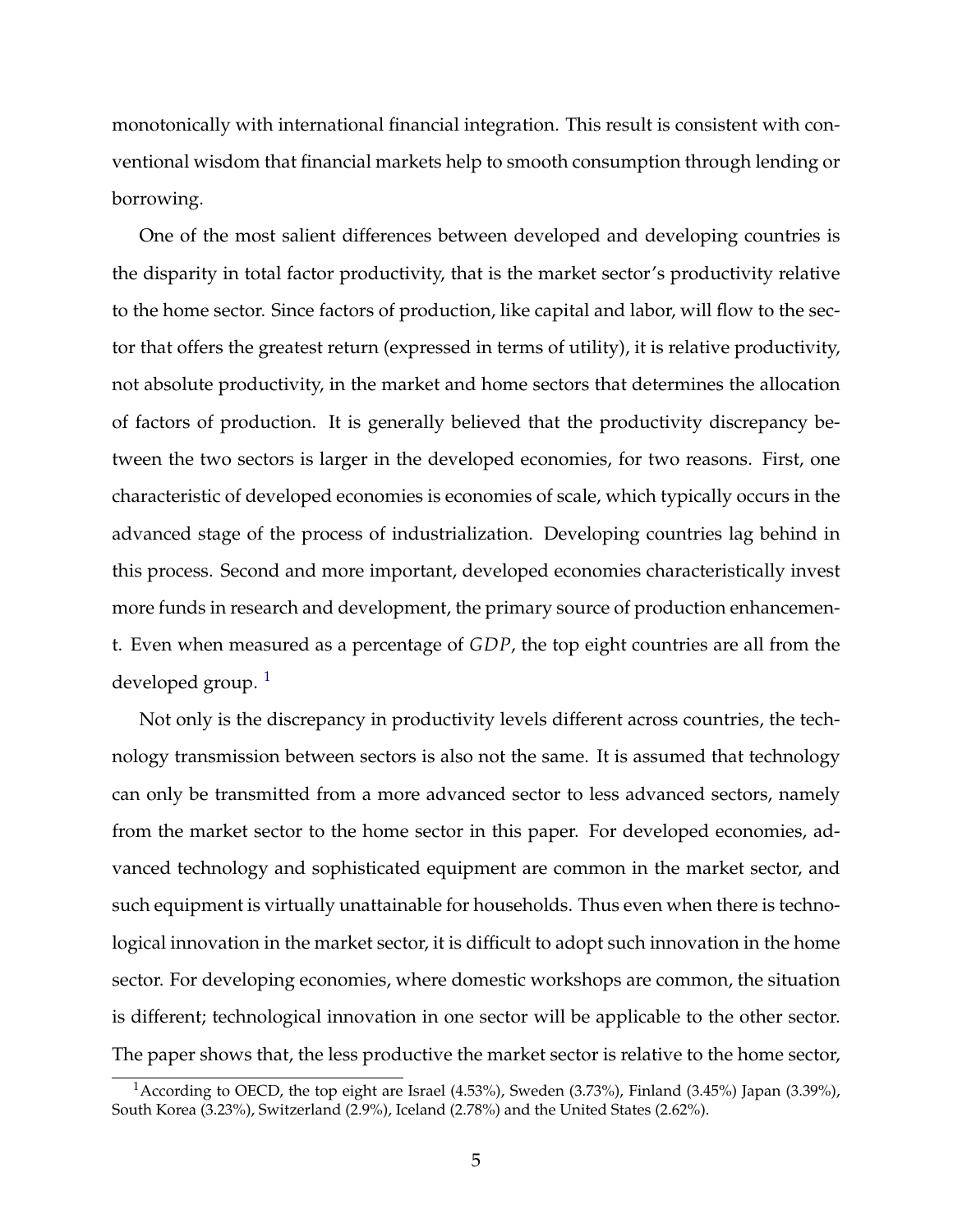monotonically with international financial integration. This result is consistent with conventional wisdom that financial markets help to smooth consumption through lending or borrowing.

One of the most salient differences between developed and developing countries is the disparity in total factor productivity, that is the market sector's productivity relative to the home sector. Since factors of production, like capital and labor, will flow to the sector that offers the greatest return (expressed in terms of utility), it is relative productivity, not absolute productivity, in the market and home sectors that determines the allocation of factors of production. It is generally believed that the productivity discrepancy between the two sectors is larger in the developed economies, for two reasons. First, one characteristic of developed economies is economies of scale, which typically occurs in the advanced stage of the process of industrialization. Developing countries lag behind in this process. Second and more important, developed economies characteristically invest more funds in research and development, the primary source of production enhancement. Even when measured as a percentage of $GDP$, the top eight countries are all from the developed group. [1]

Not only is the discrepancy in productivity levels different across countries, the technology transmission between sectors is also not the same. It is assumed that technology can only be transmitted from a more advanced sector to less advanced sectors, namely from the market sector to the home sector in this paper. For developed economies, advanced technology and sophisticated equipment are common in the market sector, and such equipment is virtually unattainable for households. Thus even when there is technological innovation in the market sector, it is difficult to adopt such innovation in the home sector. For developing economies, where domestic workshops are common, the situation is different; technological innovation in one sector will be applicable to the other sector. The paper shows that, the less productive the market sector is relative to the home sector,

[1] According to OECD, the top eight are Israel (4.53%), Sweden (3.73%), Finland (3.45%) Japan (3.39%), South Korea (3.23%), Switzerland (2.9%), Iceland (2.78%) and the United States (2.62%).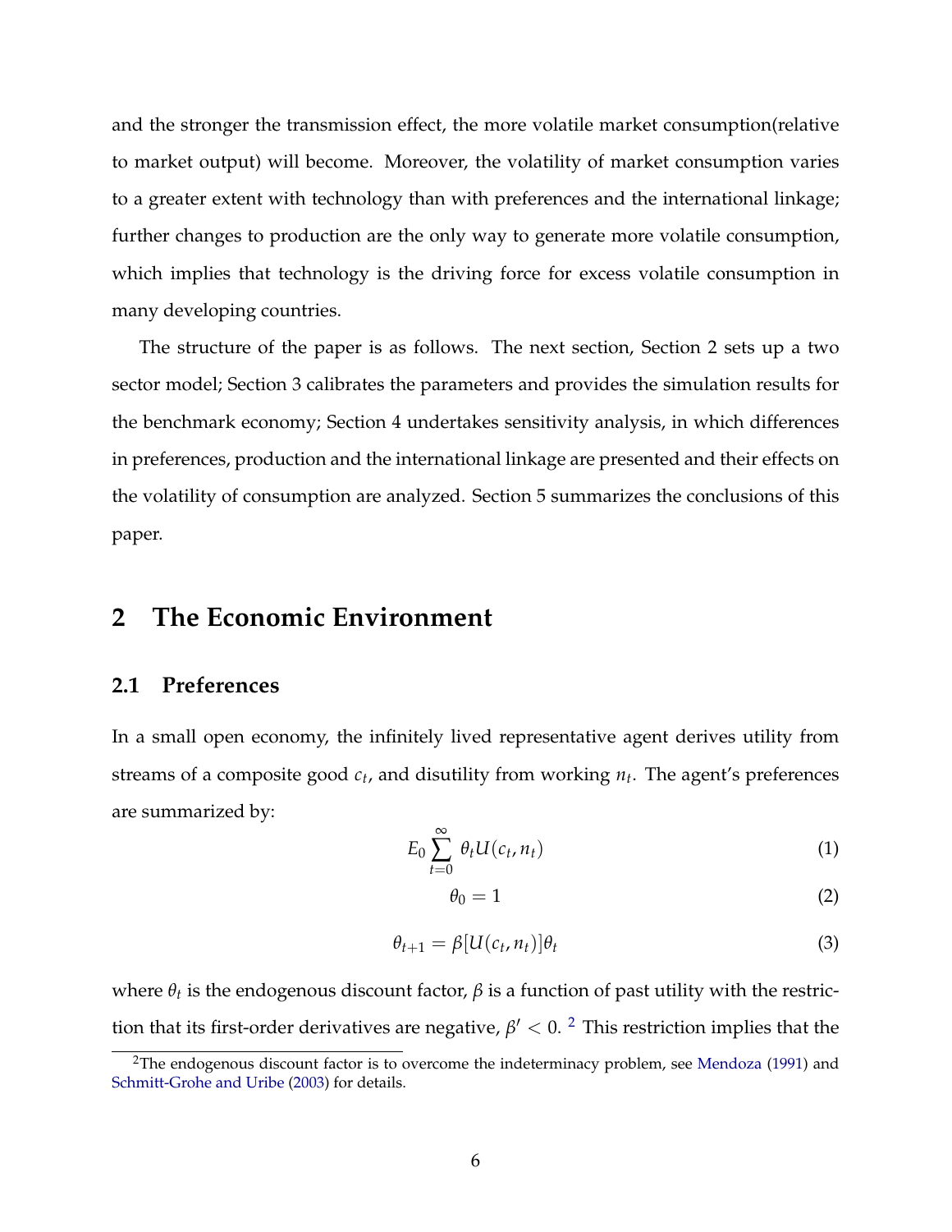and the stronger the transmission effect, the more volatile market consumption(relative to market output) will become. Moreover, the volatility of market consumption varies to a greater extent with technology than with preferences and the international linkage; further changes to production are the only way to generate more volatile consumption, which implies that technology is the driving force for excess volatile consumption in many developing countries.

The structure of the paper is as follows. The next section, Section 2 sets up a two sector model; Section 3 calibrates the parameters and provides the simulation results for the benchmark economy; Section 4 undertakes sensitivity analysis, in which differences in preferences, production and the international linkage are presented and their effects on the volatility of consumption are analyzed. Section 5 summarizes the conclusions of this paper.

## 2 The Economic Environment

### 2.1 Preferences

In a small open economy, the infinitely lived representative agent derives utility from streams of a composite good $c_t$, and disutility from working $n_t$. The agent's preferences are summarized by:

$$E_0 \sum_{t=0}^{\infty} \theta_t U(c_t, n_t) \tag{1}$$

$$\theta_0 = 1 \tag{2}$$

$$\theta_{t+1} = \beta[U(c_t, n_t)]\theta_t \tag{3}$$

where $\theta_t$ is the endogenous discount factor, $\beta$ is a function of past utility with the restriction that its first-order derivatives are negative, $\beta' < 0$. [2] This restriction implies that the

[2] The endogenous discount factor is to overcome the indeterminacy problem, see Mendoza (1991) and Schmitt-Grohe and Uribe (2003) for details.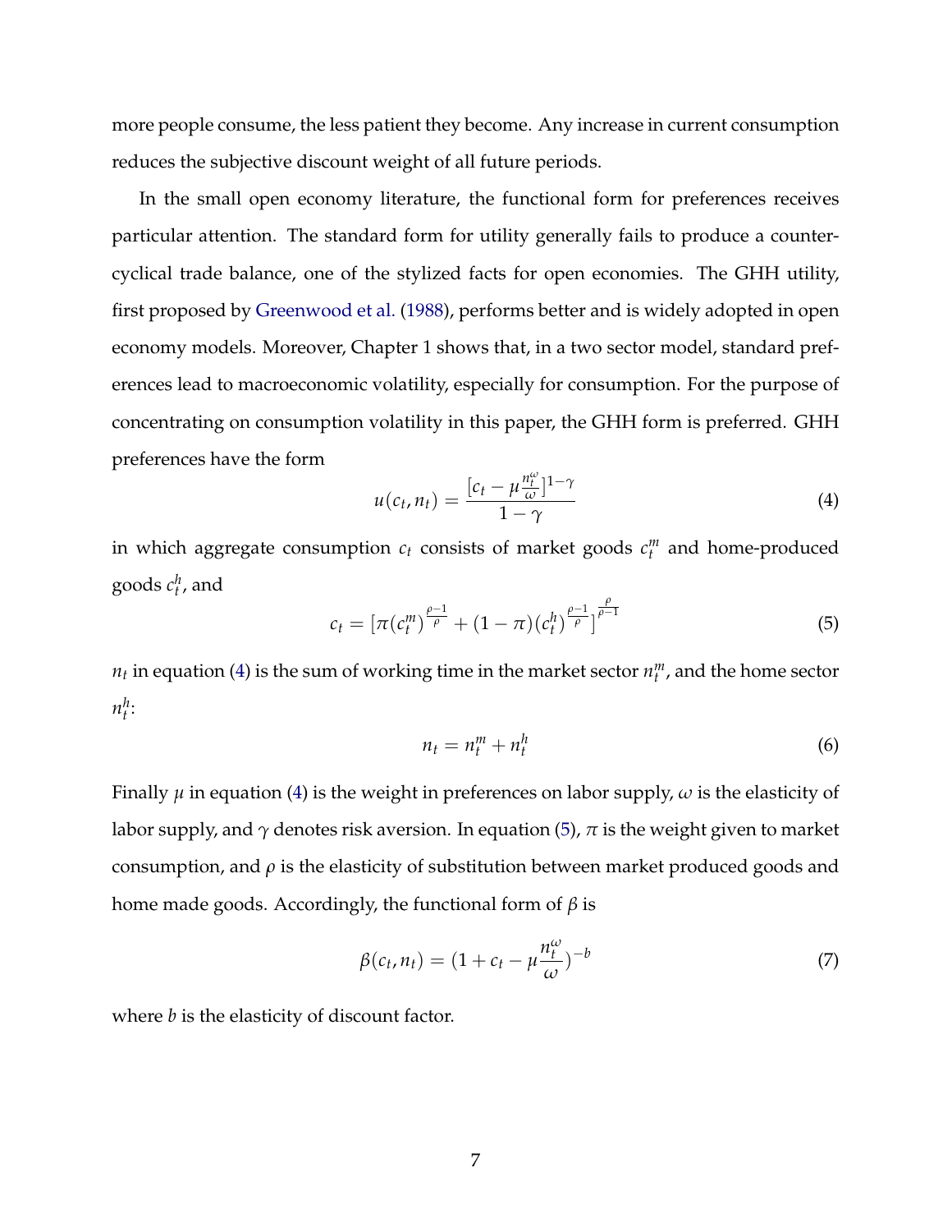more people consume, the less patient they become. Any increase in current consumption reduces the subjective discount weight of all future periods.

In the small open economy literature, the functional form for preferences receives particular attention. The standard form for utility generally fails to produce a countercyclical trade balance, one of the stylized facts for open economies. The GHH utility, first proposed by Greenwood et al. (1988), performs better and is widely adopted in open economy models. Moreover, Chapter 1 shows that, in a two sector model, standard preferences lead to macroeconomic volatility, especially for consumption. For the purpose of concentrating on consumption volatility in this paper, the GHH form is preferred. GHH preferences have the form

$$u(c_t, n_t) = \frac{[c_t - \mu \frac{n_t^{\omega}}{\omega}]^{1-\gamma}}{1-\gamma} \tag{4}$$

in which aggregate consumption $c_t$ consists of market goods $c_t^m$ and home-produced goods $c_t^h$, and

$$c_t = [\pi (c_t^m)^{\frac{\rho-1}{\rho}} + (1-\pi)(c_t^h)^{\frac{\rho-1}{\rho}}]^{\frac{\rho}{\rho-1}} \tag{5}$$

$n_t$ in equation (4) is the sum of working time in the market sector $n_t^m$, and the home sector $n_t^h$:

$$n_t = n_t^m + n_t^h \tag{6}$$

Finally $\mu$ in equation (4) is the weight in preferences on labor supply, $\omega$ is the elasticity of labor supply, and $\gamma$ denotes risk aversion. In equation (5), $\pi$ is the weight given to market consumption, and $\rho$ is the elasticity of substitution between market produced goods and home made goods. Accordingly, the functional form of $\beta$ is

$$\beta(c_t, n_t) = (1 + c_t - \mu \frac{n_t^{\omega}}{\omega})^{-b} \tag{7}$$

where $b$ is the elasticity of discount factor.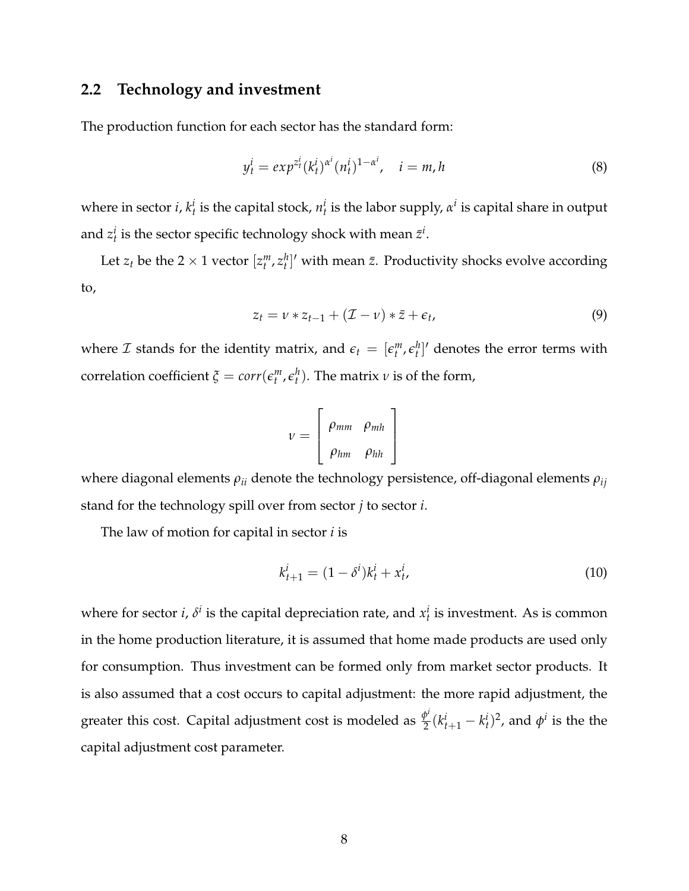## 2.2 Technology and investment

The production function for each sector has the standard form:

$$y_t^i = exp^{z_t^i}(k_t^i)^{\alpha^i}(n_t^i)^{1-\alpha^i}, \quad i = m, h \tag{8}$$

where in sector $i$, $k_t^i$ is the capital stock, $n_t^i$ is the labor supply, $\alpha^i$ is capital share in output and $z_t^i$ is the sector specific technology shock with mean $\bar{z}^i$.

Let $z_t$ be the $2 \times 1$ vector $[z_t^m, z_t^h]'$ with mean $\bar{z}$. Productivity shocks evolve according to,

$$z_t = \nu * z_{t-1} + (\mathcal{I} - \nu) * \bar{z} + \epsilon_t, \tag{9}$$

where $\mathcal{I}$ stands for the identity matrix, and $\epsilon_t = [\epsilon_t^m, \epsilon_t^h]'$ denotes the error terms with correlation coefficient $\xi = corr(\epsilon_t^m, \epsilon_t^h)$. The matrix $\nu$ is of the form,

$$\nu = \begin{bmatrix} \rho_{mm} & \rho_{mh} \\ \rho_{hm} & \rho_{hh} \end{bmatrix}$$

where diagonal elements $\rho_{ii}$ denote the technology persistence, off-diagonal elements $\rho_{ij}$ stand for the technology spill over from sector $j$ to sector $i$.

The law of motion for capital in sector $i$ is

$$k_{t+1}^i = (1 - \delta^i)k_t^i + x_t^i, \tag{10}$$

where for sector $i$, $\delta^i$ is the capital depreciation rate, and $x_t^i$ is investment. As is common in the home production literature, it is assumed that home made products are used only for consumption. Thus investment can be formed only from market sector products. It is also assumed that a cost occurs to capital adjustment: the more rapid adjustment, the greater this cost. Capital adjustment cost is modeled as $\frac{\phi^i}{2}(k_{t+1}^i - k_t^i)^2$, and $\phi^i$ is the the capital adjustment cost parameter.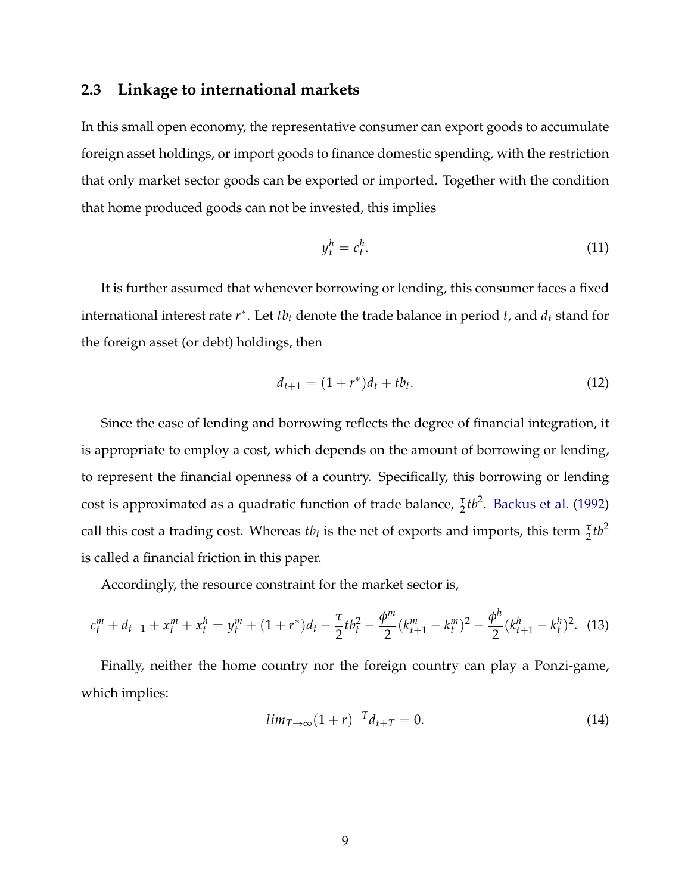### 2.3 Linkage to international markets

In this small open economy, the representative consumer can export goods to accumulate foreign asset holdings, or import goods to finance domestic spending, with the restriction that only market sector goods can be exported or imported. Together with the condition that home produced goods can not be invested, this implies

$$y_t^h = c_t^h. \tag{11}$$

It is further assumed that whenever borrowing or lending, this consumer faces a fixed international interest rate $r^*$. Let $tb_t$ denote the trade balance in period $t$, and $d_t$ stand for the foreign asset (or debt) holdings, then

$$d_{t+1} = (1 + r^*)d_t + tb_t. \tag{12}$$

Since the ease of lending and borrowing reflects the degree of financial integration, it is appropriate to employ a cost, which depends on the amount of borrowing or lending, to represent the financial openness of a country. Specifically, this borrowing or lending cost is approximated as a quadratic function of trade balance, $\frac{\tau}{2}tb^2$. Backus et al. (1992) call this cost a trading cost. Whereas $tb_t$ is the net of exports and imports, this term $\frac{\tau}{2}tb^2$ is called a financial friction in this paper.

Accordingly, the resource constraint for the market sector is,

$$c_t^m + d_{t+1} + x_t^m + x_t^h = y_t^m + (1 + r^*)d_t - \frac{\tau}{2}tb_t^2 - \frac{\phi^m}{2}(k_{t+1}^m - k_t^m)^2 - \frac{\phi^h}{2}(k_{t+1}^h - k_t^h)^2. \tag{13}$$

Finally, neither the home country nor the foreign country can play a Ponzi-game, which implies:

$$lim_{T \to \infty}(1 + r)^{-T} d_{t+T} = 0. \tag{14}$$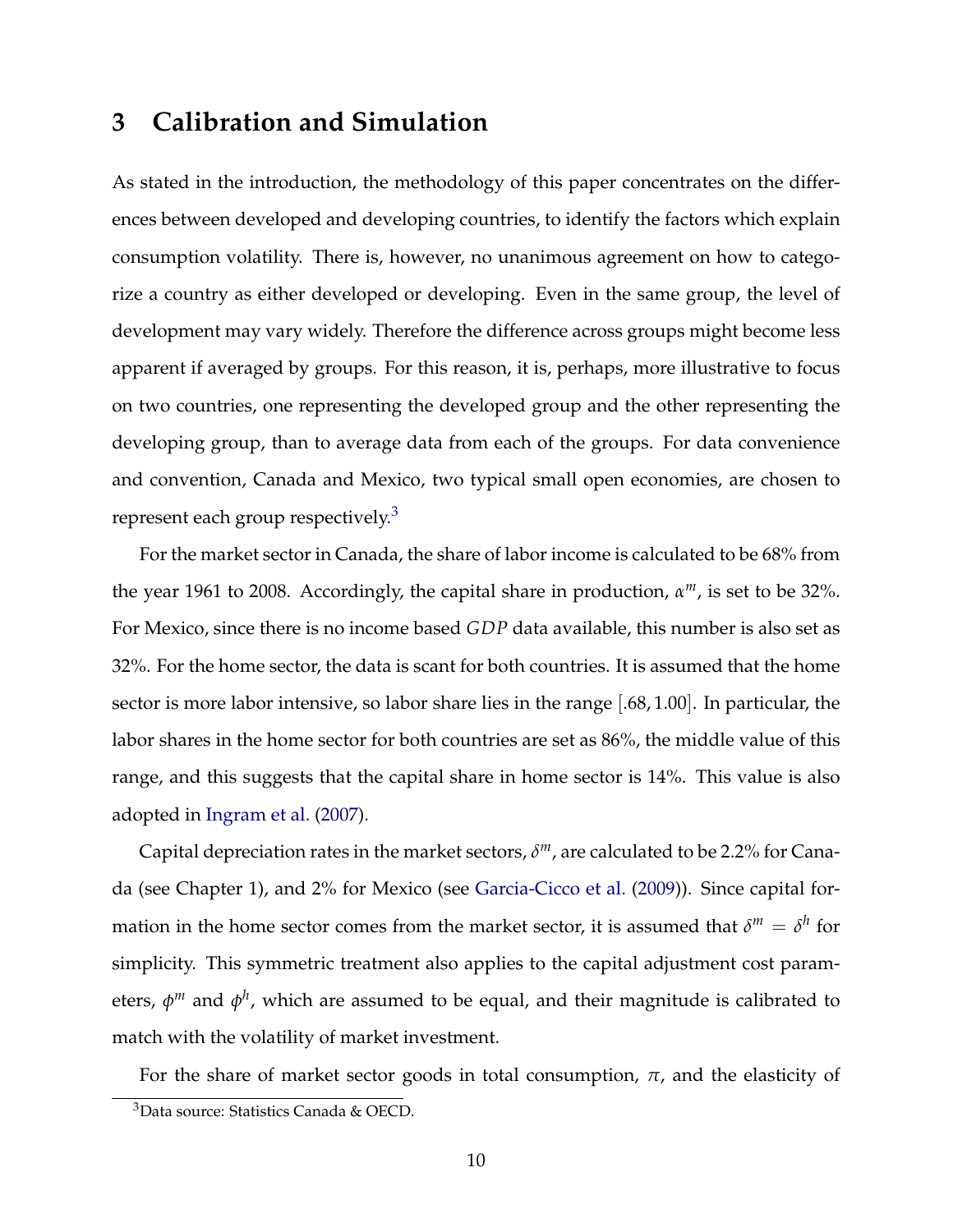# 3 Calibration and Simulation

As stated in the introduction, the methodology of this paper concentrates on the differences between developed and developing countries, to identify the factors which explain consumption volatility. There is, however, no unanimous agreement on how to categorize a country as either developed or developing. Even in the same group, the level of development may vary widely. Therefore the difference across groups might become less apparent if averaged by groups. For this reason, it is, perhaps, more illustrative to focus on two countries, one representing the developed group and the other representing the developing group, than to average data from each of the groups. For data convenience and convention, Canada and Mexico, two typical small open economies, are chosen to represent each group respectively.[3]

For the market sector in Canada, the share of labor income is calculated to be 68% from the year 1961 to 2008. Accordingly, the capital share in production, $\alpha^m$, is set to be 32%. For Mexico, since there is no income based *GDP* data available, this number is also set as 32%. For the home sector, the data is scant for both countries. It is assumed that the home sector is more labor intensive, so labor share lies in the range $[.68, 1.00]$. In particular, the labor shares in the home sector for both countries are set as 86%, the middle value of this range, and this suggests that the capital share in home sector is 14%. This value is also adopted in Ingram et al. (2007).

Capital depreciation rates in the market sectors, $\delta^m$, are calculated to be 2.2% for Canada (see Chapter 1), and 2% for Mexico (see Garcia-Cicco et al. (2009)). Since capital formation in the home sector comes from the market sector, it is assumed that $\delta^m = \delta^h$ for simplicity. This symmetric treatment also applies to the capital adjustment cost parameters, $\phi^m$ and $\phi^h$, which are assumed to be equal, and their magnitude is calibrated to match with the volatility of market investment.

For the share of market sector goods in total consumption, $\pi$, and the elasticity of

[3] Data source: Statistics Canada & OECD.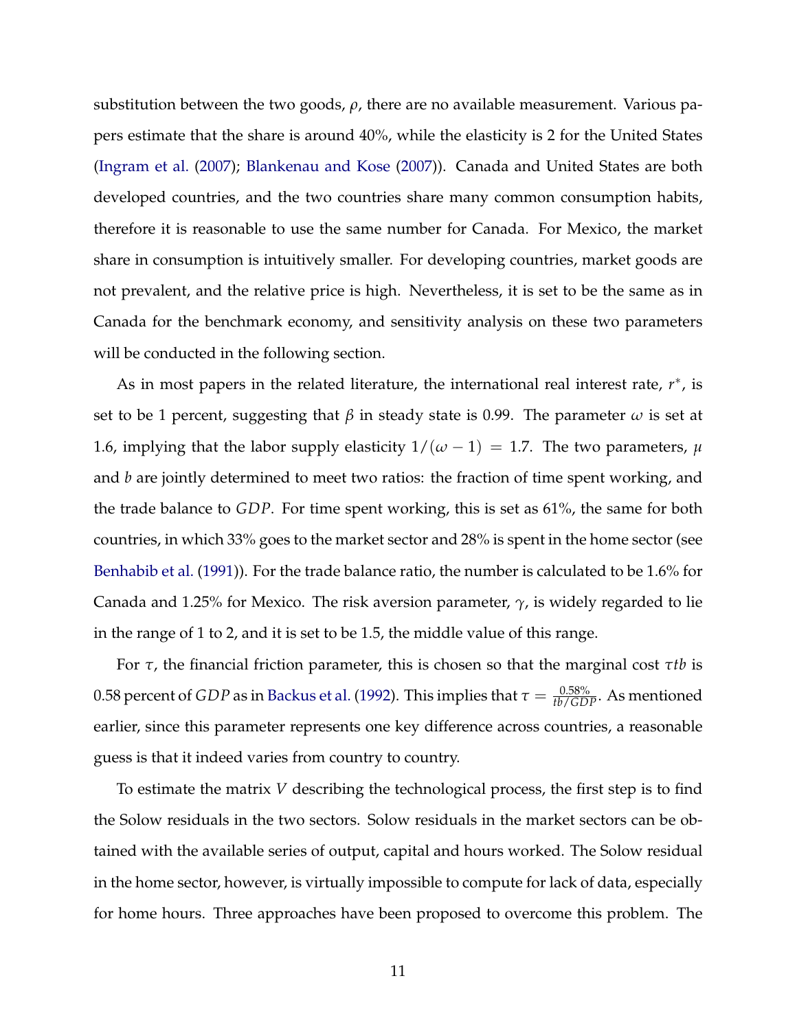substitution between the two goods, $\rho$, there are no available measurement. Various papers estimate that the share is around 40%, while the elasticity is 2 for the United States (Ingram et al. (2007); Blankenau and Kose (2007)). Canada and United States are both developed countries, and the two countries share many common consumption habits, therefore it is reasonable to use the same number for Canada. For Mexico, the market share in consumption is intuitively smaller. For developing countries, market goods are not prevalent, and the relative price is high. Nevertheless, it is set to be the same as in Canada for the benchmark economy, and sensitivity analysis on these two parameters will be conducted in the following section.

As in most papers in the related literature, the international real interest rate, $r^*$, is set to be 1 percent, suggesting that $\beta$ in steady state is 0.99. The parameter $\omega$ is set at 1.6, implying that the labor supply elasticity $1/(\omega - 1) = 1.7$. The two parameters, $\mu$ and $b$ are jointly determined to meet two ratios: the fraction of time spent working, and the trade balance to $GDP$. For time spent working, this is set as 61%, the same for both countries, in which 33% goes to the market sector and 28% is spent in the home sector (see Benhabib et al. (1991)). For the trade balance ratio, the number is calculated to be 1.6% for Canada and 1.25% for Mexico. The risk aversion parameter, $\gamma$, is widely regarded to lie in the range of 1 to 2, and it is set to be 1.5, the middle value of this range.

For $\tau$, the financial friction parameter, this is chosen so that the marginal cost $\tau tb$ is 0.58 percent of $GDP$ as in Backus et al. (1992). This implies that $\tau = \frac{0.58\%}{tb/GDP}$. As mentioned earlier, since this parameter represents one key difference across countries, a reasonable guess is that it indeed varies from country to country.

To estimate the matrix $V$ describing the technological process, the first step is to find the Solow residuals in the two sectors. Solow residuals in the market sectors can be obtained with the available series of output, capital and hours worked. The Solow residual in the home sector, however, is virtually impossible to compute for lack of data, especially for home hours. Three approaches have been proposed to overcome this problem. The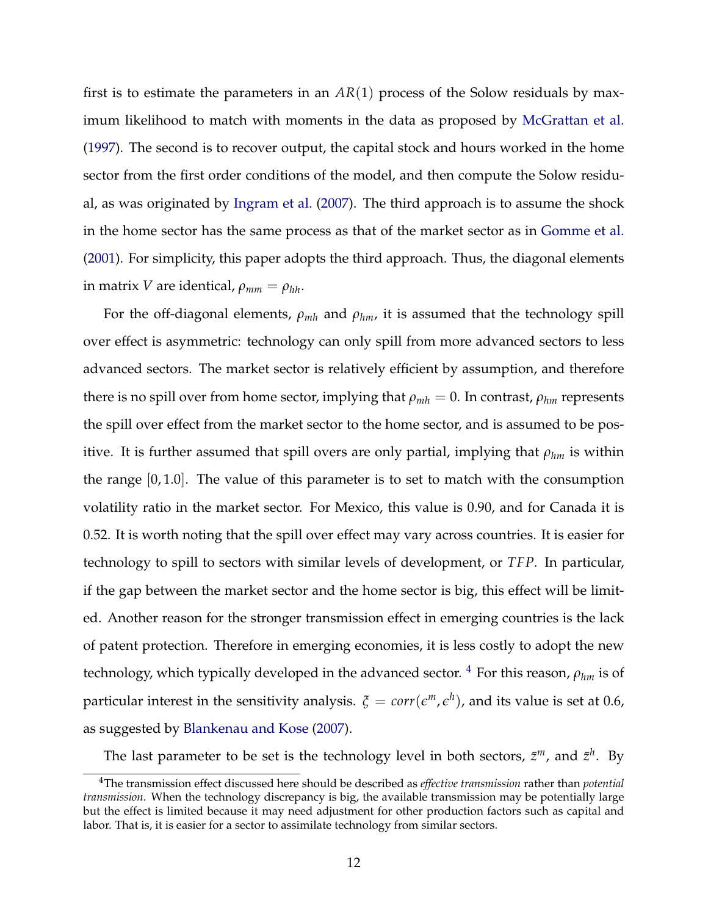first is to estimate the parameters in an $AR(1)$ process of the Solow residuals by maximum likelihood to match with moments in the data as proposed by McGrattan et al. (1997). The second is to recover output, the capital stock and hours worked in the home sector from the first order conditions of the model, and then compute the Solow residual, as was originated by Ingram et al. (2007). The third approach is to assume the shock in the home sector has the same process as that of the market sector as in Gomme et al. (2001). For simplicity, this paper adopts the third approach. Thus, the diagonal elements in matrix $V$ are identical, $\rho_{mm} = \rho_{hh}$.

For the off-diagonal elements, $\rho_{mh}$ and $\rho_{hm}$, it is assumed that the technology spill over effect is asymmetric: technology can only spill from more advanced sectors to less advanced sectors. The market sector is relatively efficient by assumption, and therefore there is no spill over from home sector, implying that $\rho_{mh} = 0$. In contrast, $\rho_{hm}$ represents the spill over effect from the market sector to the home sector, and is assumed to be positive. It is further assumed that spill overs are only partial, implying that $\rho_{hm}$ is within the range $[0, 1.0]$. The value of this parameter is to set to match with the consumption volatility ratio in the market sector. For Mexico, this value is 0.90, and for Canada it is 0.52. It is worth noting that the spill over effect may vary across countries. It is easier for technology to spill to sectors with similar levels of development, or $TFP$. In particular, if the gap between the market sector and the home sector is big, this effect will be limited. Another reason for the stronger transmission effect in emerging countries is the lack of patent protection. Therefore in emerging economies, it is less costly to adopt the new technology, which typically developed in the advanced sector. [4] For this reason, $\rho_{hm}$ is of particular interest in the sensitivity analysis. $\xi = corr(\epsilon^m, \epsilon^h)$, and its value is set at 0.6, as suggested by Blankenau and Kose (2007).

The last parameter to be set is the technology level in both sectors, $\bar{z}^m$, and $\bar{z}^h$. By

[4] The transmission effect discussed here should be described as *effective transmission* rather than *potential transmission*. When the technology discrepancy is big, the available transmission may be potentially large but the effect is limited because it may need adjustment for other production factors such as capital and labor. That is, it is easier for a sector to assimilate technology from similar sectors.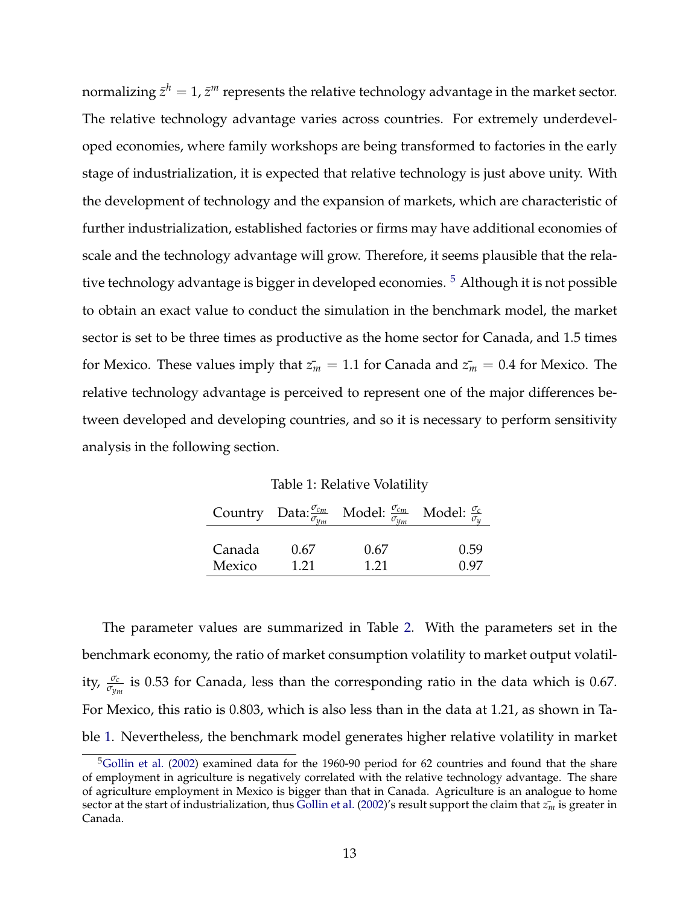normalizing $\bar{z}^h = 1$, $\bar{z}^m$ represents the relative technology advantage in the market sector. The relative technology advantage varies across countries. For extremely underdeveloped economies, where family workshops are being transformed to factories in the early stage of industrialization, it is expected that relative technology is just above unity. With the development of technology and the expansion of markets, which are characteristic of further industrialization, established factories or firms may have additional economies of scale and the technology advantage will grow. Therefore, it seems plausible that the relative technology advantage is bigger in developed economies. [5] Although it is not possible to obtain an exact value to conduct the simulation in the benchmark model, the market sector is set to be three times as productive as the home sector for Canada, and 1.5 times for Mexico. These values imply that $\bar{z_m} = 1.1$ for Canada and $\bar{z_m} = 0.4$ for Mexico. The relative technology advantage is perceived to represent one of the major differences between developed and developing countries, and so it is necessary to perform sensitivity analysis in the following section.

Table 1: Relative Volatility

| Country | Data: $\frac{\sigma_{c_m}}{\sigma_{y_m}}$ | Model: $\frac{\sigma_{c_m}}{\sigma_{y_m}}$ | Model: $\frac{\sigma_c}{\sigma_y}$ |
|---|---|---|---|
| Canada | 0.67 | 0.67 | 0.59 |
| Mexico | 1.21 | 1.21 | 0.97 |

The parameter values are summarized in Table 2. With the parameters set in the benchmark economy, the ratio of market consumption volatility to market output volatility, $\frac{\sigma_c}{\sigma_{y_m}}$ is 0.53 for Canada, less than the corresponding ratio in the data which is 0.67. For Mexico, this ratio is 0.803, which is also less than in the data at 1.21, as shown in Table 1. Nevertheless, the benchmark model generates higher relative volatility in market

[5] Gollin et al. (2002) examined data for the 1960-90 period for 62 countries and found that the share of employment in agriculture is negatively correlated with the relative technology advantage. The share of agriculture employment in Mexico is bigger than that in Canada. Agriculture is an analogue to home sector at the start of industrialization, thus Gollin et al. (2002)'s result support the claim that $\bar{z_m}$ is greater in Canada.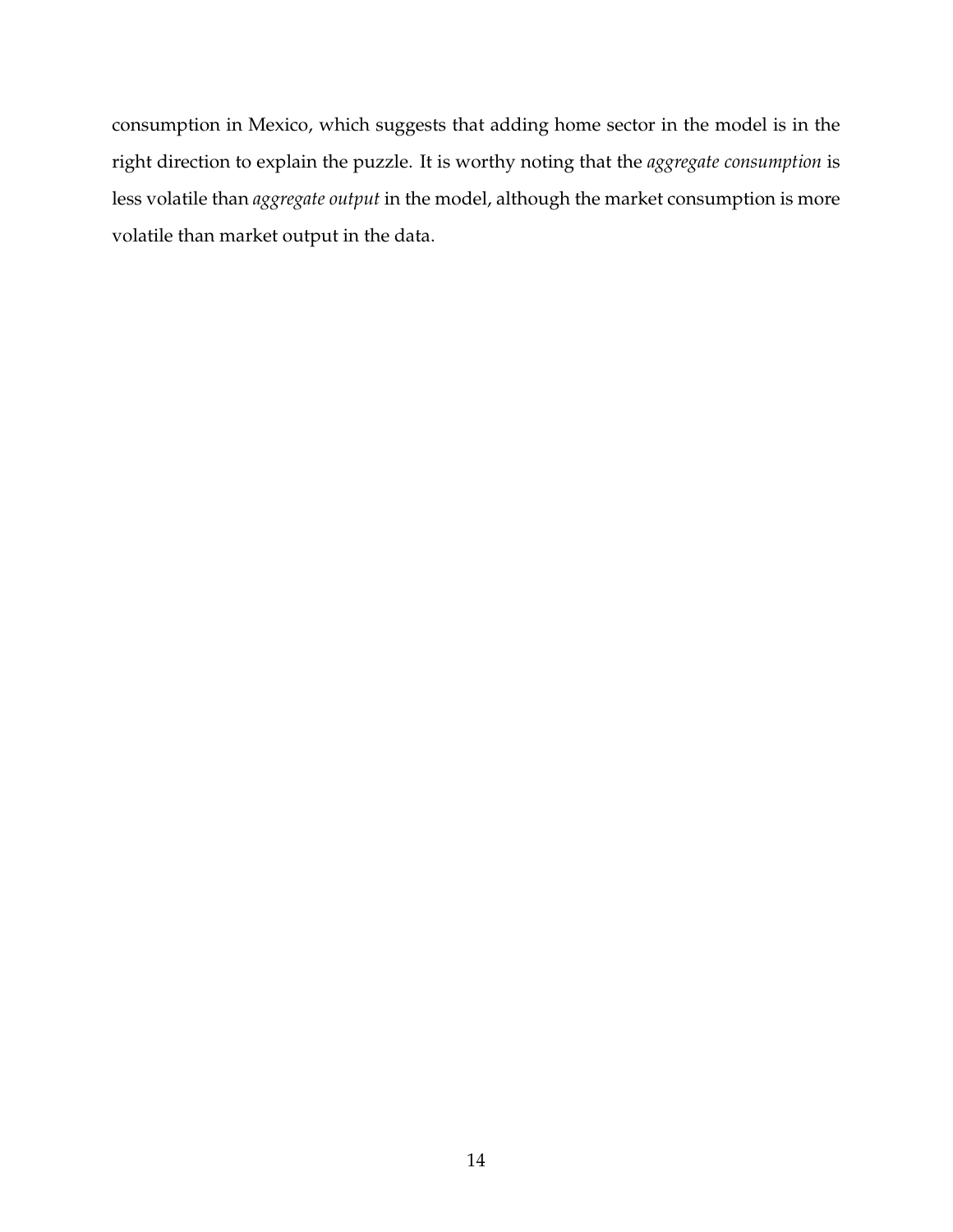consumption in Mexico, which suggests that adding home sector in the model is in the right direction to explain the puzzle. It is worthy noting that the *aggregate consumption* is less volatile than *aggregate output* in the model, although the market consumption is more volatile than market output in the data.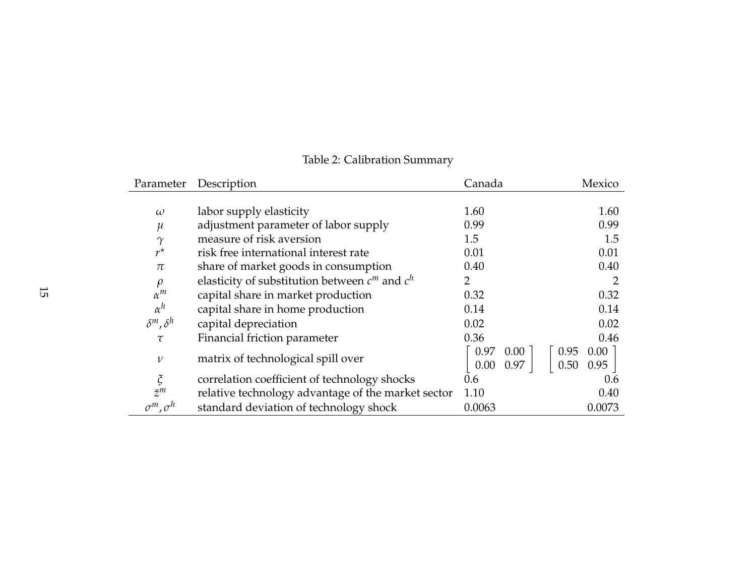Table 2: Calibration Summary

| Parameter | Description | Canada | Mexico |
|---|---|---|---|
| $\omega$ | labor supply elasticity | 1.60 | 1.60 |
| $\mu$ | adjustment parameter of labor supply | 0.99 | 0.99 |
| $\gamma$ | measure of risk aversion | 1.5 | 1.5 |
| $r^{\star}$ | risk free international interest rate | 0.01 | 0.01 |
| $\pi$ | share of market goods in consumption | 0.40 | 0.40 |
| $\rho$ | elasticity of substitution between $c^m$ and $c^h$ | 2 | 2 |
| $\alpha^m$ | capital share in market production | 0.32 | 0.32 |
| $\alpha^h$ | capital share in home production | 0.14 | 0.14 |
| $\delta^m, \delta^h$ | capital depreciation | 0.02 | 0.02 |
| $\tau$ | Financial friction parameter | 0.36 | 0.46 |
| $\nu$ | matrix of technological spill over | $\begin{bmatrix} 0.97 & 0.00 \\ 0.00 & 0.97 \end{bmatrix}$ | $\begin{bmatrix} 0.95 & 0.00 \\ 0.50 & 0.95 \end{bmatrix}$ |
| $\xi$ | correlation coefficient of technology shocks | 0.6 | 0.6 |
| $\bar{z}^m$ | relative technology advantage of the market sector | 1.10 | 0.40 |
| $\sigma^m, \sigma^h$ | standard deviation of technology shock | 0.0063 | 0.0073 |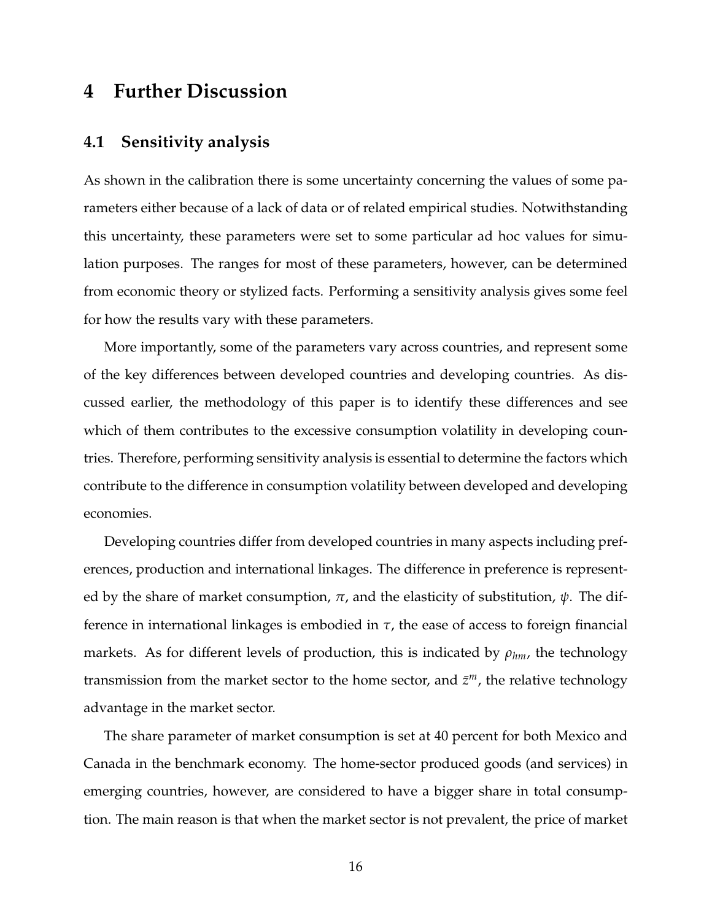# 4 Further Discussion

## 4.1 Sensitivity analysis

As shown in the calibration there is some uncertainty concerning the values of some parameters either because of a lack of data or of related empirical studies. Notwithstanding this uncertainty, these parameters were set to some particular ad hoc values for simulation purposes. The ranges for most of these parameters, however, can be determined from economic theory or stylized facts. Performing a sensitivity analysis gives some feel for how the results vary with these parameters.

More importantly, some of the parameters vary across countries, and represent some of the key differences between developed countries and developing countries. As discussed earlier, the methodology of this paper is to identify these differences and see which of them contributes to the excessive consumption volatility in developing countries. Therefore, performing sensitivity analysis is essential to determine the factors which contribute to the difference in consumption volatility between developed and developing economies.

Developing countries differ from developed countries in many aspects including preferences, production and international linkages. The difference in preference is represented by the share of market consumption, $\pi$, and the elasticity of substitution, $\psi$. The difference in international linkages is embodied in $\tau$, the ease of access to foreign financial markets. As for different levels of production, this is indicated by $\rho_{hm}$, the technology transmission from the market sector to the home sector, and $\bar{z}^m$, the relative technology advantage in the market sector.

The share parameter of market consumption is set at 40 percent for both Mexico and Canada in the benchmark economy. The home-sector produced goods (and services) in emerging countries, however, are considered to have a bigger share in total consumption. The main reason is that when the market sector is not prevalent, the price of market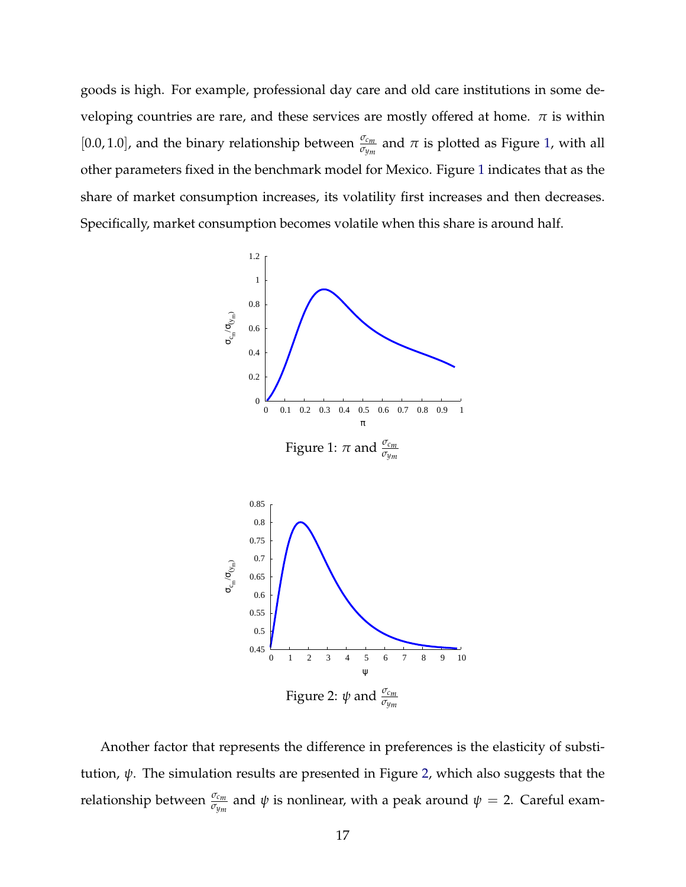goods is high. For example, professional day care and old care institutions in some developing countries are rare, and these services are mostly offered at home. $\pi$ is within $[0.0, 1.0]$, and the binary relationship between $\frac{\sigma_{c_m}}{\sigma_{y_m}}$ and $\pi$ is plotted as Figure 1, with all other parameters fixed in the benchmark model for Mexico. Figure 1 indicates that as the share of market consumption increases, its volatility first increases and then decreases. Specifically, market consumption becomes volatile when this share is around half.

Figure 1: $\pi$ and $\frac{\sigma_{c_m}}{\sigma_{y_m}}$

Figure 2: $\psi$ and $\frac{\sigma_{c_m}}{\sigma_{y_m}}$

Another factor that represents the difference in preferences is the elasticity of substitution, $\psi$. The simulation results are presented in Figure 2, which also suggests that the relationship between $\frac{\sigma_{c_m}}{\sigma_{y_m}}$ and $\psi$ is nonlinear, with a peak around $\psi = 2$. Careful exam-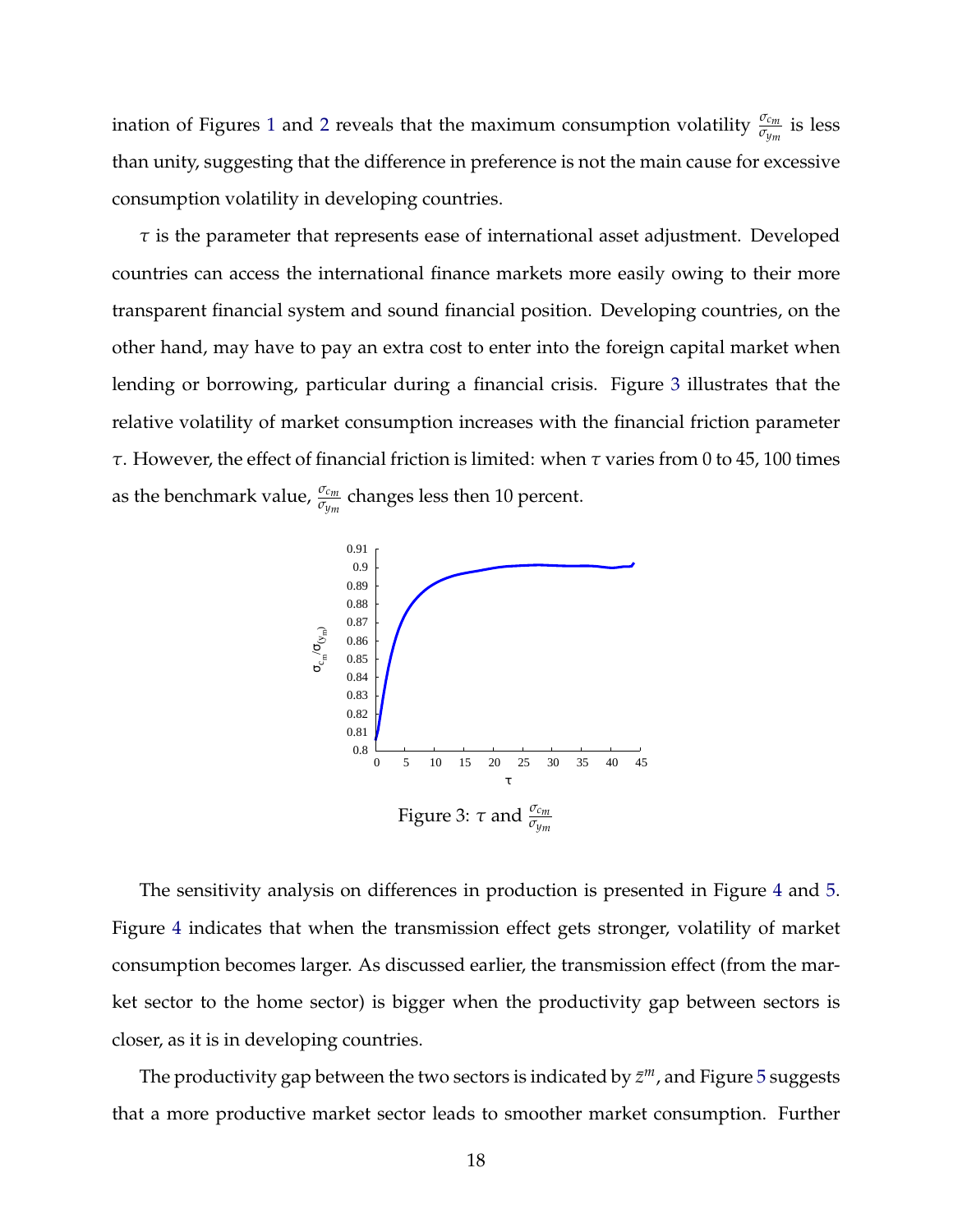ination of Figures 1 and 2 reveals that the maximum consumption volatility $\frac{\sigma_{c_m}}{\sigma_{y_m}}$ is less than unity, suggesting that the difference in preference is not the main cause for excessive consumption volatility in developing countries.

$\tau$ is the parameter that represents ease of international asset adjustment. Developed countries can access the international finance markets more easily owing to their more transparent financial system and sound financial position. Developing countries, on the other hand, may have to pay an extra cost to enter into the foreign capital market when lending or borrowing, particular during a financial crisis. Figure 3 illustrates that the relative volatility of market consumption increases with the financial friction parameter $\tau$. However, the effect of financial friction is limited: when $\tau$ varies from 0 to 45, 100 times as the benchmark value, $\frac{\sigma_{c_m}}{\sigma_{y_m}}$ changes less then 10 percent.

Figure 3: $\tau$ and $\frac{\sigma_{c_m}}{\sigma_{y_m}}$

The sensitivity analysis on differences in production is presented in Figure 4 and 5. Figure 4 indicates that when the transmission effect gets stronger, volatility of market consumption becomes larger. As discussed earlier, the transmission effect (from the market sector to the home sector) is bigger when the productivity gap between sectors is closer, as it is in developing countries.

The productivity gap between the two sectors is indicated by $\bar{z}^m$, and Figure 5 suggests that a more productive market sector leads to smoother market consumption. Further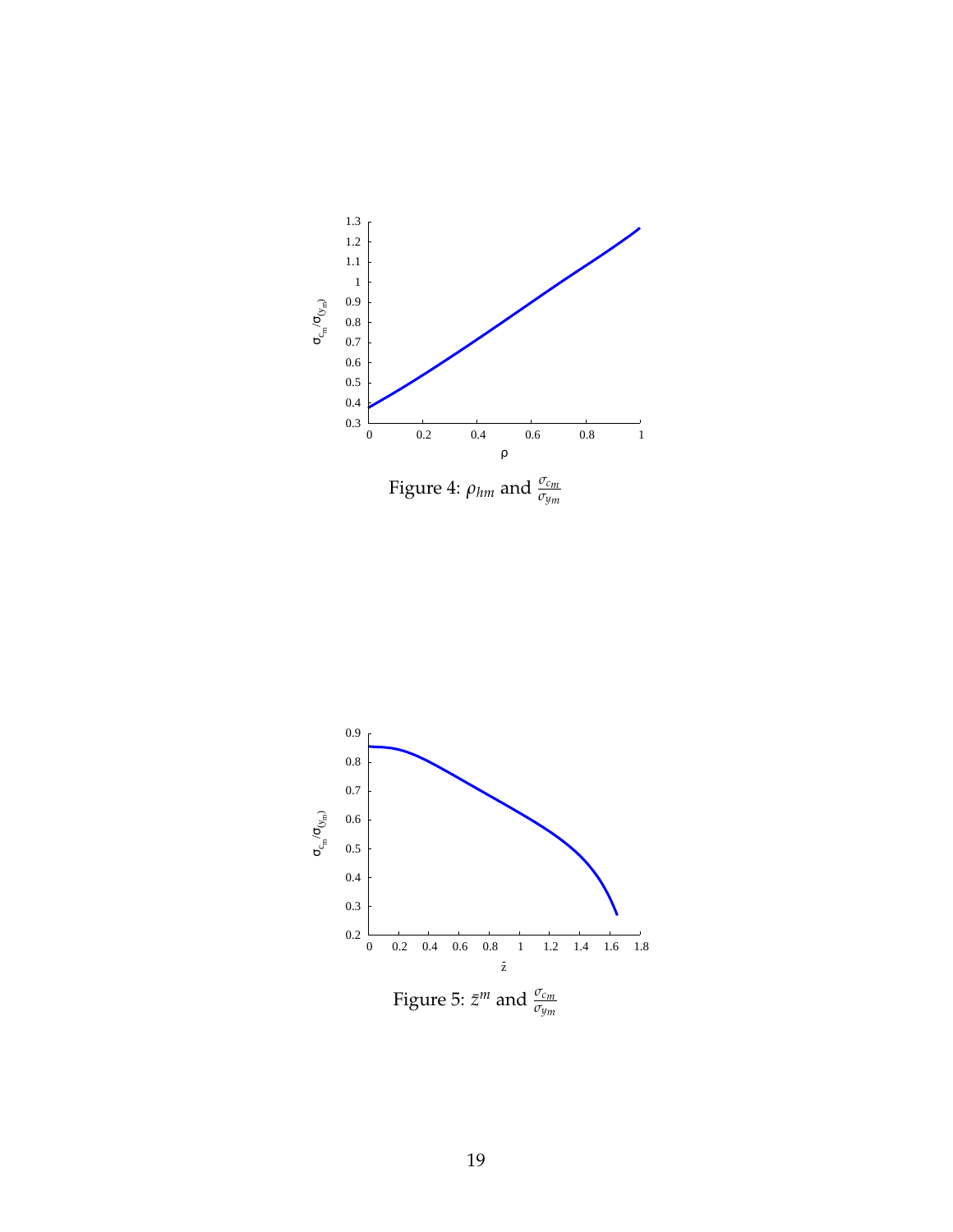Figure 4: $\rho_{hm}$ and $\frac{\sigma_{c_m}}{\sigma_{y_m}}$

Figure 5: $\bar{z}^m$ and $\frac{\sigma_{c_m}}{\sigma_{y_m}}$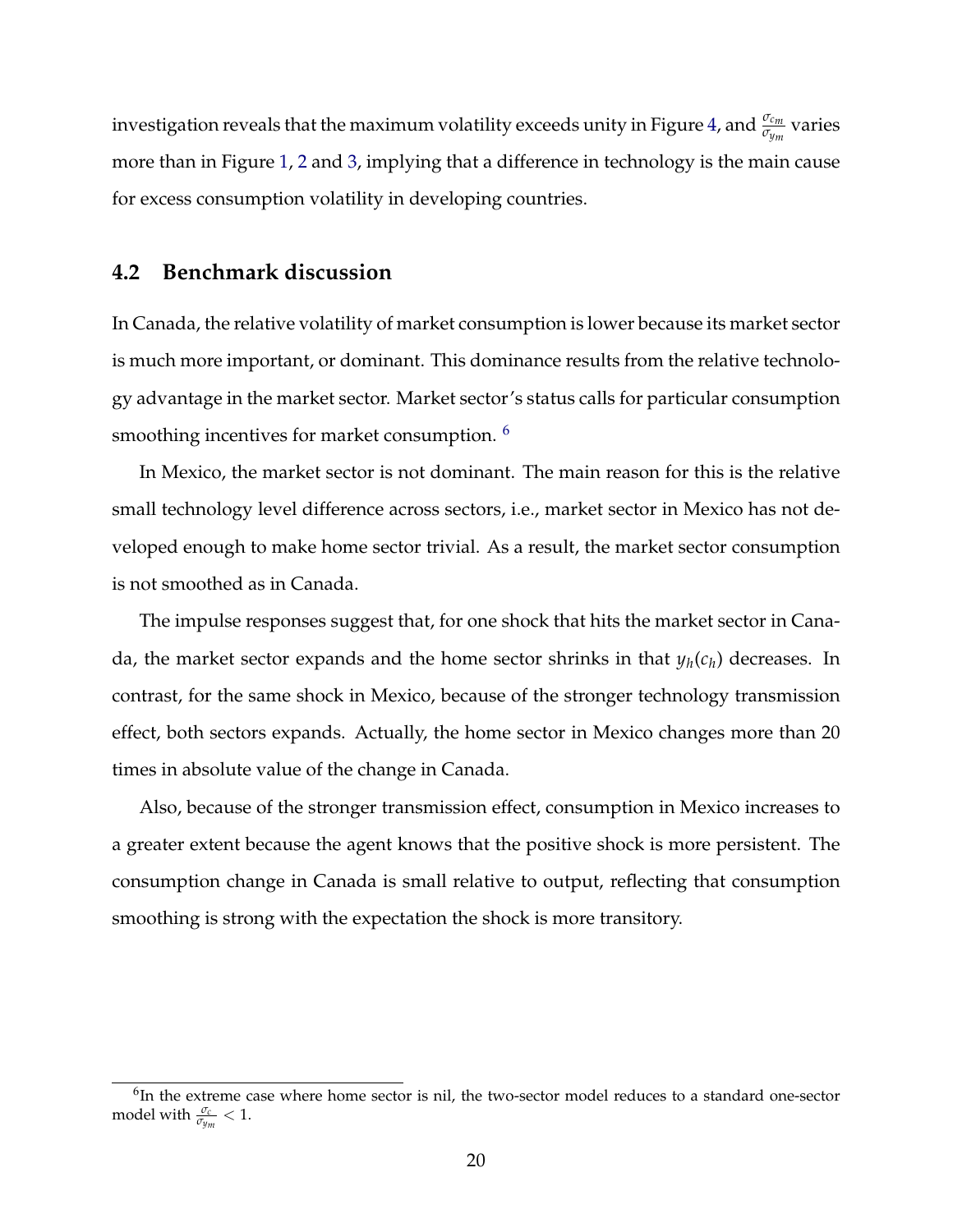investigation reveals that the maximum volatility exceeds unity in Figure 4, and $\frac{\sigma_{c_m}}{\sigma_{y_m}}$ varies more than in Figure 1, 2 and 3, implying that a difference in technology is the main cause for excess consumption volatility in developing countries.

## 4.2 Benchmark discussion

In Canada, the relative volatility of market consumption is lower because its market sector is much more important, or dominant. This dominance results from the relative technology advantage in the market sector. Market sector's status calls for particular consumption smoothing incentives for market consumption. [6]

In Mexico, the market sector is not dominant. The main reason for this is the relative small technology level difference across sectors, i.e., market sector in Mexico has not developed enough to make home sector trivial. As a result, the market sector consumption is not smoothed as in Canada.

The impulse responses suggest that, for one shock that hits the market sector in Canada, the market sector expands and the home sector shrinks in that $y_h(c_h)$ decreases. In contrast, for the same shock in Mexico, because of the stronger technology transmission effect, both sectors expands. Actually, the home sector in Mexico changes more than 20 times in absolute value of the change in Canada.

Also, because of the stronger transmission effect, consumption in Mexico increases to a greater extent because the agent knows that the positive shock is more persistent. The consumption change in Canada is small relative to output, reflecting that consumption smoothing is strong with the expectation the shock is more transitory.

[6] In the extreme case where home sector is nil, the two-sector model reduces to a standard one-sector model with $\frac{\sigma_c}{\sigma_{y_m}} < 1$.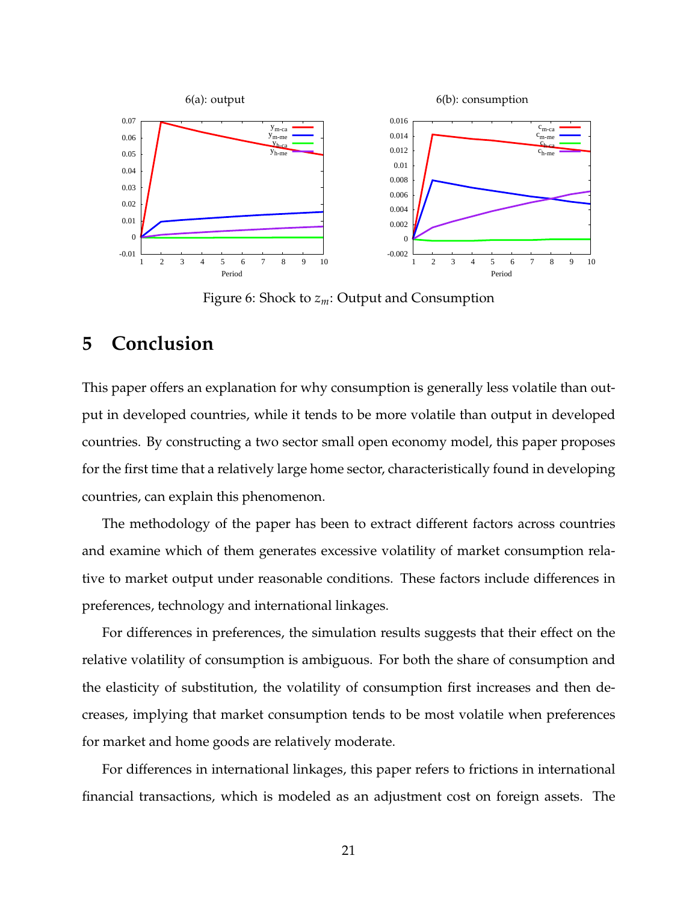Figure 6: Shock to $z_m$: Output and Consumption

## 5 Conclusion

This paper offers an explanation for why consumption is generally less volatile than output in developed countries, while it tends to be more volatile than output in developed countries. By constructing a two sector small open economy model, this paper proposes for the first time that a relatively large home sector, characteristically found in developing countries, can explain this phenomenon.

The methodology of the paper has been to extract different factors across countries and examine which of them generates excessive volatility of market consumption relative to market output under reasonable conditions. These factors include differences in preferences, technology and international linkages.

For differences in preferences, the simulation results suggests that their effect on the relative volatility of consumption is ambiguous. For both the share of consumption and the elasticity of substitution, the volatility of consumption first increases and then decreases, implying that market consumption tends to be most volatile when preferences for market and home goods are relatively moderate.

For differences in international linkages, this paper refers to frictions in international financial transactions, which is modeled as an adjustment cost on foreign assets. The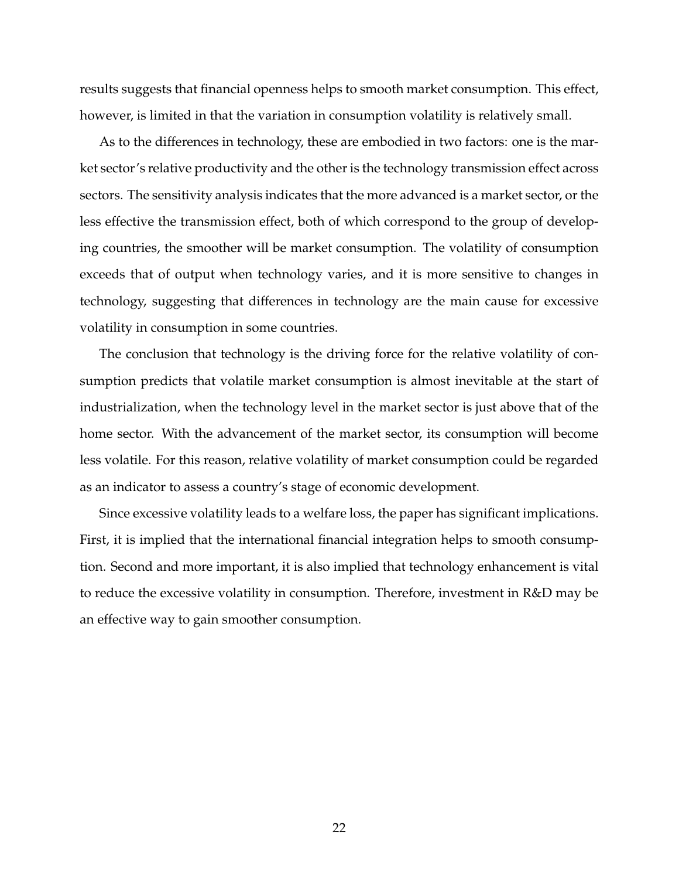results suggests that financial openness helps to smooth market consumption. This effect, however, is limited in that the variation in consumption volatility is relatively small.

As to the differences in technology, these are embodied in two factors: one is the market sector's relative productivity and the other is the technology transmission effect across sectors. The sensitivity analysis indicates that the more advanced is a market sector, or the less effective the transmission effect, both of which correspond to the group of developing countries, the smoother will be market consumption. The volatility of consumption exceeds that of output when technology varies, and it is more sensitive to changes in technology, suggesting that differences in technology are the main cause for excessive volatility in consumption in some countries.

The conclusion that technology is the driving force for the relative volatility of consumption predicts that volatile market consumption is almost inevitable at the start of industrialization, when the technology level in the market sector is just above that of the home sector. With the advancement of the market sector, its consumption will become less volatile. For this reason, relative volatility of market consumption could be regarded as an indicator to assess a country's stage of economic development.

Since excessive volatility leads to a welfare loss, the paper has significant implications. First, it is implied that the international financial integration helps to smooth consumption. Second and more important, it is also implied that technology enhancement is vital to reduce the excessive volatility in consumption. Therefore, investment in R&D may be an effective way to gain smoother consumption.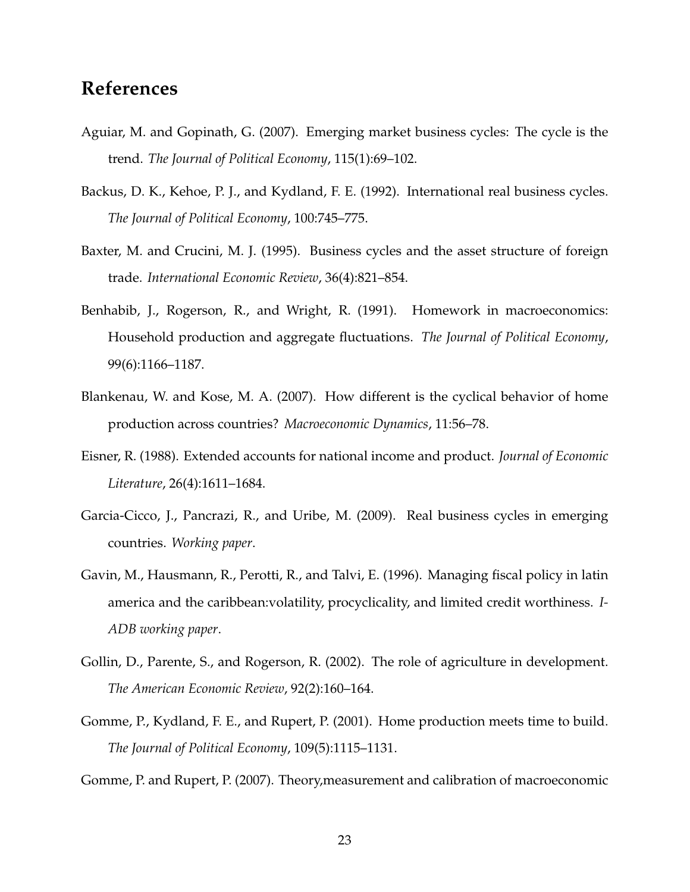# References

Aguiar, M. and Gopinath, G. (2007). Emerging market business cycles: The cycle is the trend. *The Journal of Political Economy*, 115(1):69–102.

Backus, D. K., Kehoe, P. J., and Kydland, F. E. (1992). International real business cycles. *The Journal of Political Economy*, 100:745–775.

Baxter, M. and Crucini, M. J. (1995). Business cycles and the asset structure of foreign trade. *International Economic Review*, 36(4):821–854.

Benhabib, J., Rogerson, R., and Wright, R. (1991). Homework in macroeconomics: Household production and aggregate fluctuations. *The Journal of Political Economy*, 99(6):1166–1187.

Blankenau, W. and Kose, M. A. (2007). How different is the cyclical behavior of home production across countries? *Macroeconomic Dynamics*, 11:56–78.

Eisner, R. (1988). Extended accounts for national income and product. *Journal of Economic Literature*, 26(4):1611–1684.

Garcia-Cicco, J., Pancrazi, R., and Uribe, M. (2009). Real business cycles in emerging countries. *Working paper*.

Gavin, M., Hausmann, R., Perotti, R., and Talvi, E. (1996). Managing fiscal policy in latin america and the caribbean:volatility, procyclicality, and limited credit worthiness. *I-ADB working paper*.

Gollin, D., Parente, S., and Rogerson, R. (2002). The role of agriculture in development. *The American Economic Review*, 92(2):160–164.

Gomme, P., Kydland, F. E., and Rupert, P. (2001). Home production meets time to build. *The Journal of Political Economy*, 109(5):1115–1131.

Gomme, P. and Rupert, P. (2007). Theory,measurement and calibration of macroeconomic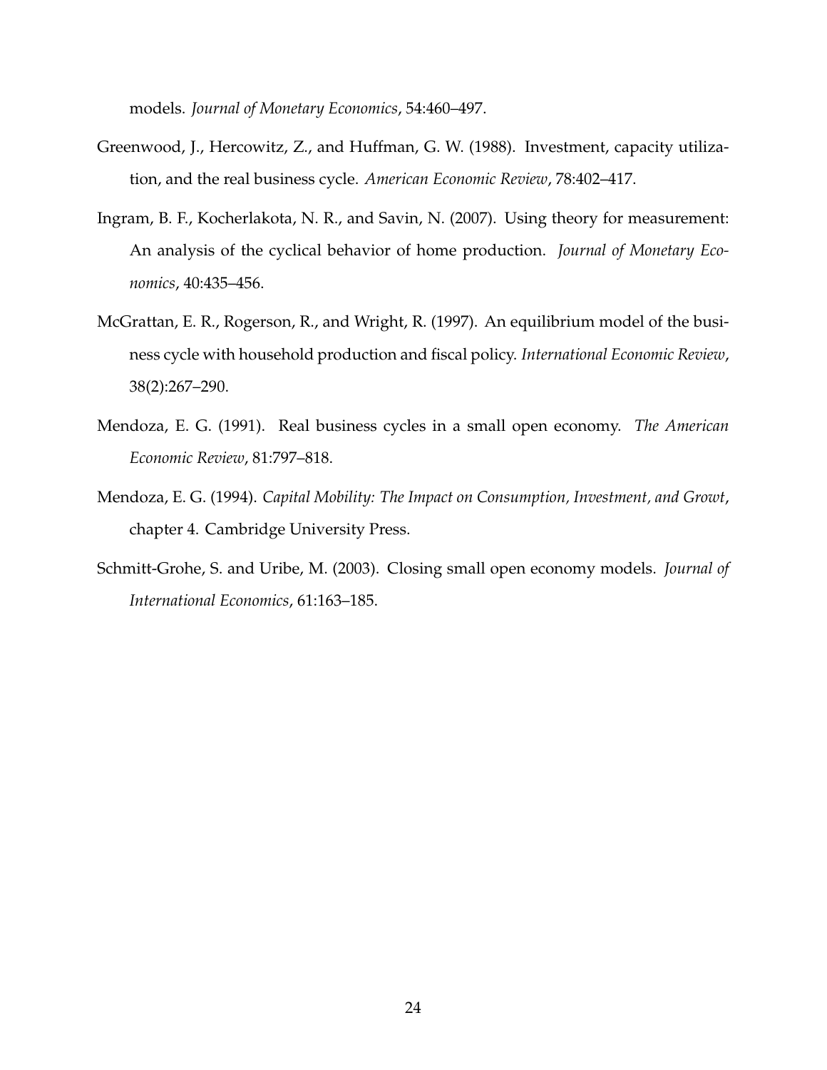models. *Journal of Monetary Economics*, 54:460–497.

Greenwood, J., Hercowitz, Z., and Huffman, G. W. (1988). Investment, capacity utilization, and the real business cycle. *American Economic Review*, 78:402–417.

Ingram, B. F., Kocherlakota, N. R., and Savin, N. (2007). Using theory for measurement: An analysis of the cyclical behavior of home production. *Journal of Monetary Economics*, 40:435–456.

McGrattan, E. R., Rogerson, R., and Wright, R. (1997). An equilibrium model of the business cycle with household production and fiscal policy. *International Economic Review*, 38(2):267–290.

Mendoza, E. G. (1991). Real business cycles in a small open economy. *The American Economic Review*, 81:797–818.

Mendoza, E. G. (1994). *Capital Mobility: The Impact on Consumption, Investment, and Growt*, chapter 4. Cambridge University Press.

Schmitt-Grohe, S. and Uribe, M. (2003). Closing small open economy models. *Journal of International Economics*, 61:163–185.